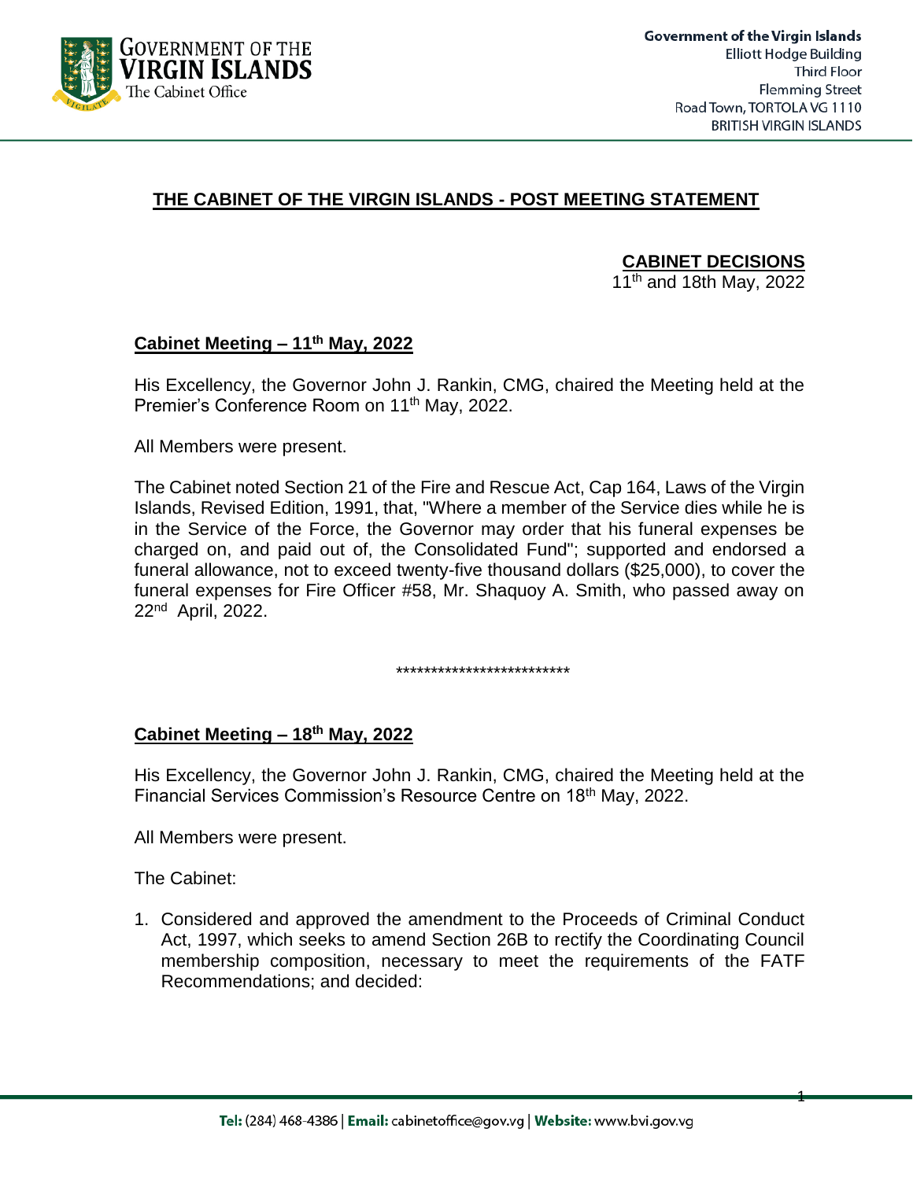Government of the Virgin Islands
Elliott Hodge Building
Third Floor
Flemming Street
Road Town, TORTOLA VG 1110
BRITISH VIRGIN ISLANDS

# THE CABINET OF THE VIRGIN ISLANDS - POST MEETING STATEMENT

**CABINET DECISIONS**
11th and 18th May, 2022

## Cabinet Meeting – 11th May, 2022

His Excellency, the Governor John J. Rankin, CMG, chaired the Meeting held at the Premier's Conference Room on 11th May, 2022.

All Members were present.

The Cabinet noted Section 21 of the Fire and Rescue Act, Cap 164, Laws of the Virgin Islands, Revised Edition, 1991, that, "Where a member of the Service dies while he is in the Service of the Force, the Governor may order that his funeral expenses be charged on, and paid out of, the Consolidated Fund"; supported and endorsed a funeral allowance, not to exceed twenty-five thousand dollars ($25,000), to cover the funeral expenses for Fire Officer #58, Mr. Shaquoy A. Smith, who passed away on 22nd April, 2022.

*************************

## Cabinet Meeting – 18th May, 2022

His Excellency, the Governor John J. Rankin, CMG, chaired the Meeting held at the Financial Services Commission's Resource Centre on 18th May, 2022.

All Members were present.

The Cabinet:

1. Considered and approved the amendment to the Proceeds of Criminal Conduct Act, 1997, which seeks to amend Section 26B to rectify the Coordinating Council membership composition, necessary to meet the requirements of the FATF Recommendations; and decided: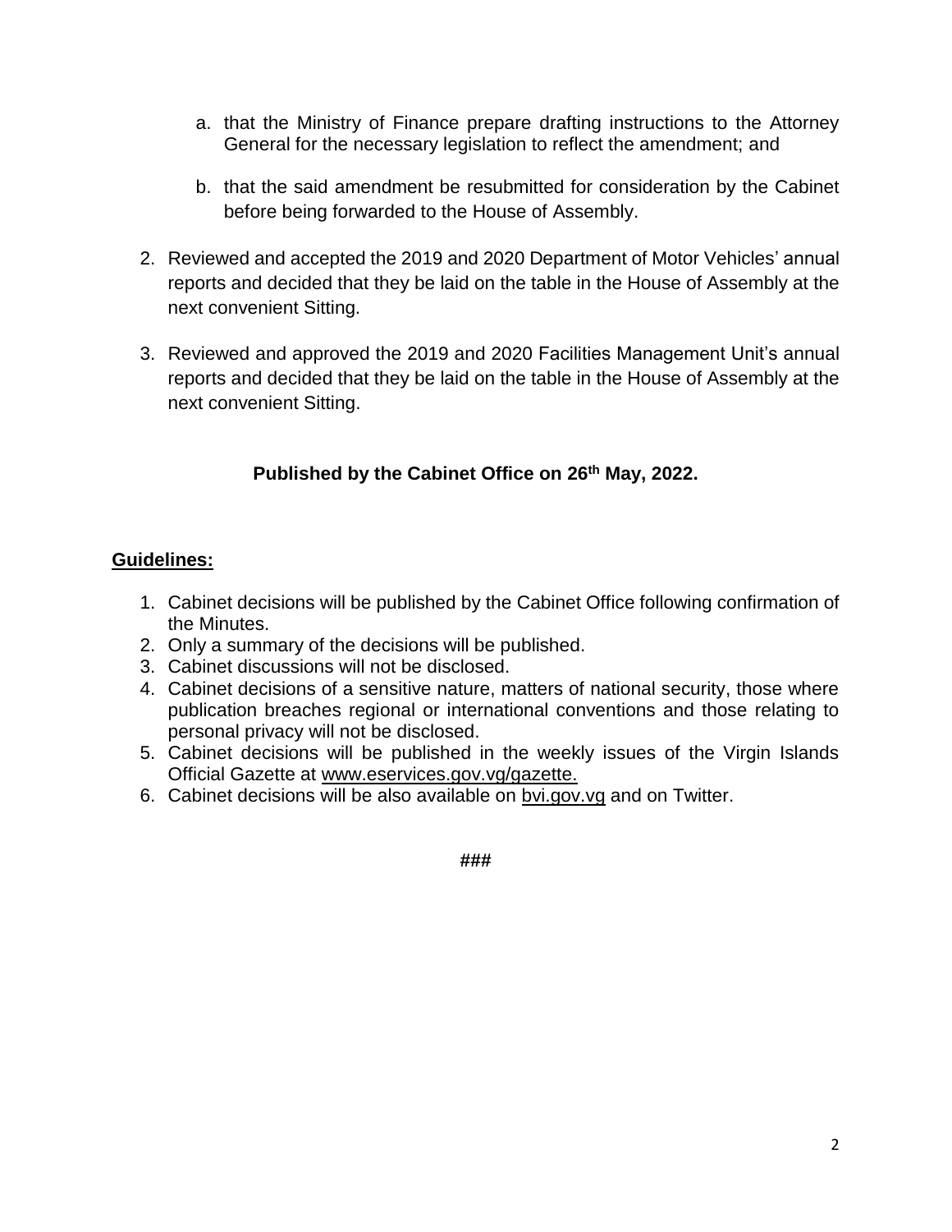a. that the Ministry of Finance prepare drafting instructions to the Attorney General for the necessary legislation to reflect the amendment; and

   b. that the said amendment be resubmitted for consideration by the Cabinet before being forwarded to the House of Assembly.

2. Reviewed and accepted the 2019 and 2020 Department of Motor Vehicles' annual reports and decided that they be laid on the table in the House of Assembly at the next convenient Sitting.

3. Reviewed and approved the 2019 and 2020 Facilities Management Unit's annual reports and decided that they be laid on the table in the House of Assembly at the next convenient Sitting.

**Published by the Cabinet Office on 26th May, 2022.**

**Guidelines:**

1. Cabinet decisions will be published by the Cabinet Office following confirmation of the Minutes.
2. Only a summary of the decisions will be published.
3. Cabinet discussions will not be disclosed.
4. Cabinet decisions of a sensitive nature, matters of national security, those where publication breaches regional or international conventions and those relating to personal privacy will not be disclosed.
5. Cabinet decisions will be published in the weekly issues of the Virgin Islands Official Gazette at www.eservices.gov.vg/gazette.
6. Cabinet decisions will be also available on bvi.gov.vg and on Twitter.

###